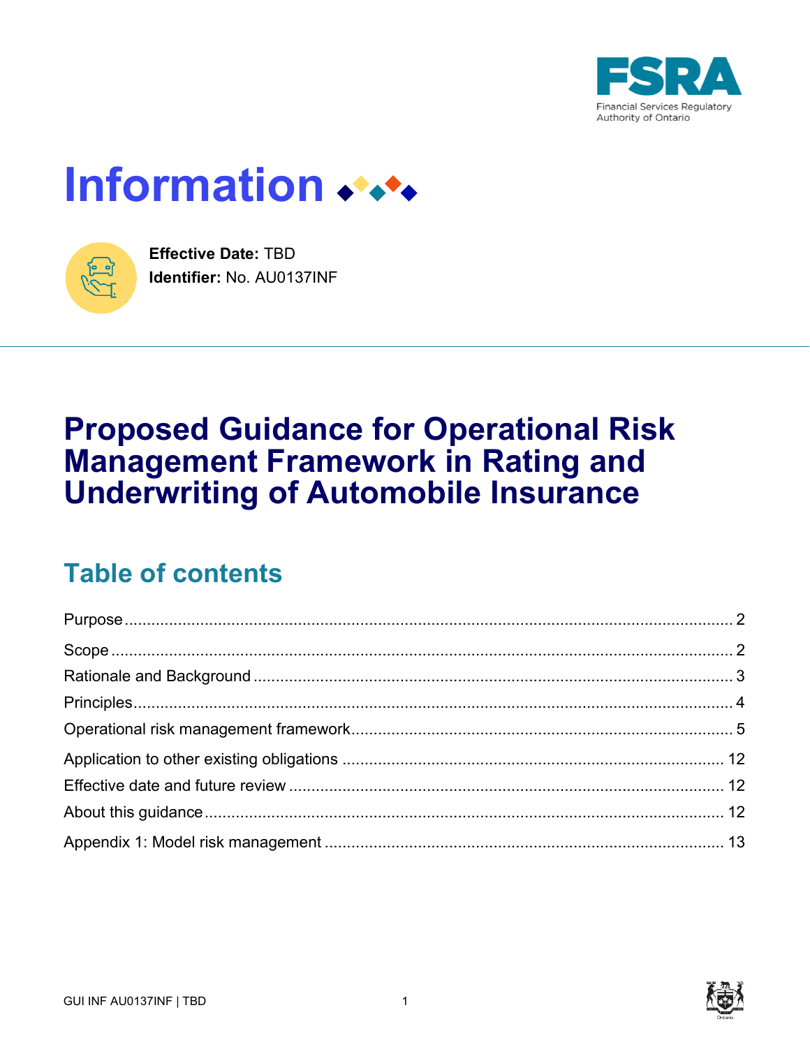FSRA

Financial Services Regulatory Authority of Ontario

# Information

**Effective Date:** TBD
**Identifier:** No. AU0137INF

# Proposed Guidance for Operational Risk Management Framework in Rating and Underwriting of Automobile Insurance

## Table of contents

- Purpose ..... 2
- Scope ..... 2
- Rationale and Background ..... 3
- Principles ..... 4
- Operational risk management framework ..... 5
- Application to other existing obligations ..... 12
- Effective date and future review ..... 12
- About this guidance ..... 12
- Appendix 1: Model risk management ..... 13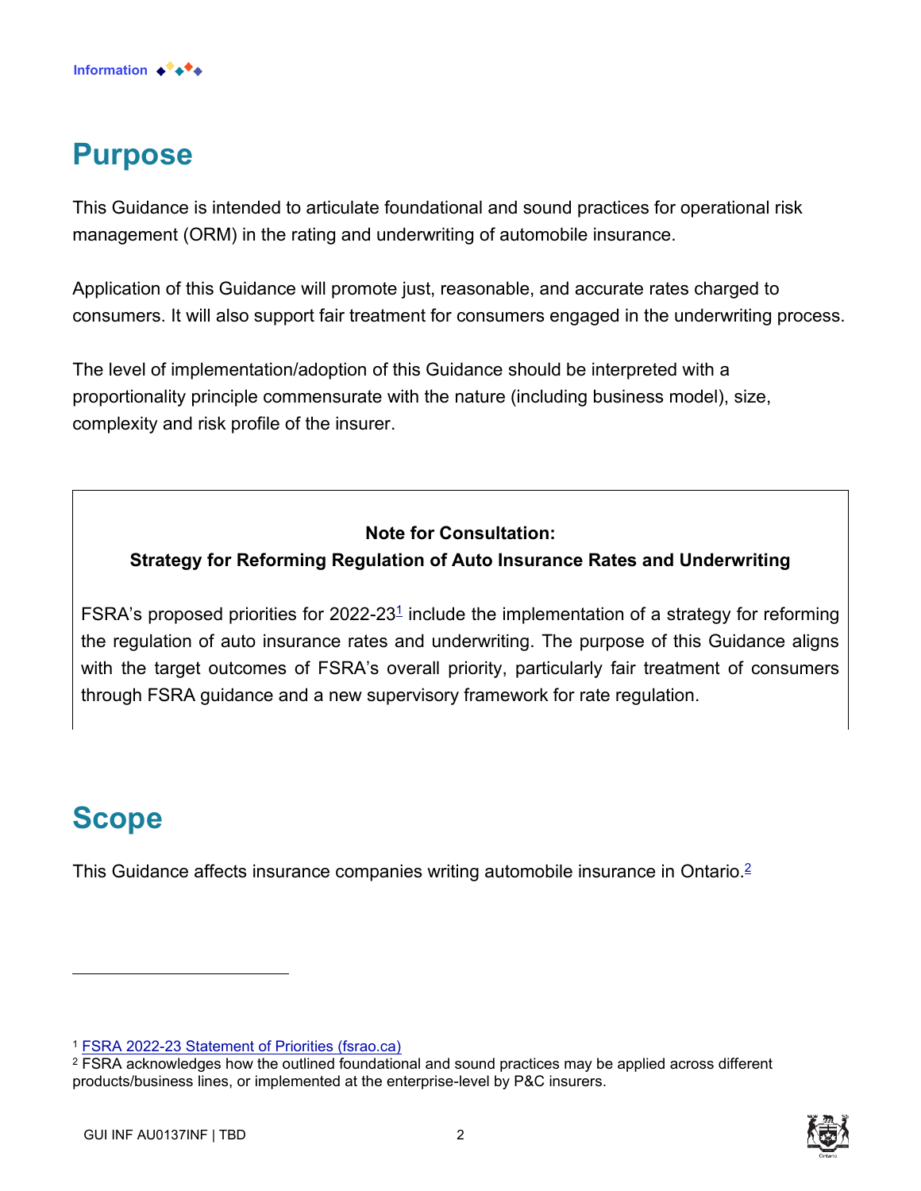Information

# Purpose

This Guidance is intended to articulate foundational and sound practices for operational risk management (ORM) in the rating and underwriting of automobile insurance.

Application of this Guidance will promote just, reasonable, and accurate rates charged to consumers. It will also support fair treatment for consumers engaged in the underwriting process.

The level of implementation/adoption of this Guidance should be interpreted with a proportionality principle commensurate with the nature (including business model), size, complexity and risk profile of the insurer.

**Note for Consultation:**
**Strategy for Reforming Regulation of Auto Insurance Rates and Underwriting**

FSRA's proposed priorities for 2022-23[1] include the implementation of a strategy for reforming the regulation of auto insurance rates and underwriting. The purpose of this Guidance aligns with the target outcomes of FSRA's overall priority, particularly fair treatment of consumers through FSRA guidance and a new supervisory framework for rate regulation.

# Scope

This Guidance affects insurance companies writing automobile insurance in Ontario.[2]

---

[1] FSRA 2022-23 Statement of Priorities (fsrao.ca)

[2] FSRA acknowledges how the outlined foundational and sound practices may be applied across different products/business lines, or implemented at the enterprise-level by P&C insurers.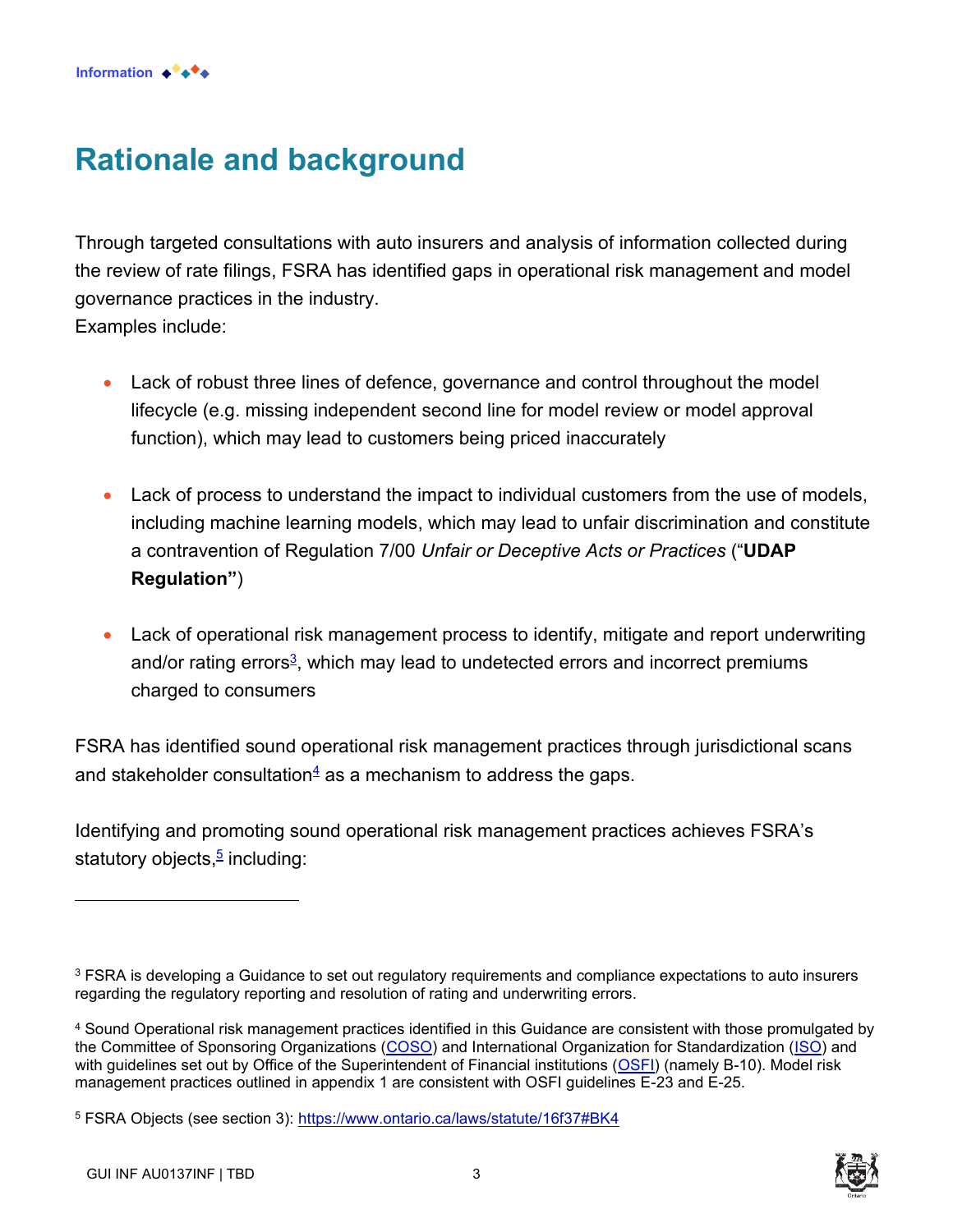## Rationale and background

Through targeted consultations with auto insurers and analysis of information collected during the review of rate filings, FSRA has identified gaps in operational risk management and model governance practices in the industry.
Examples include:

- Lack of robust three lines of defence, governance and control throughout the model lifecycle (e.g. missing independent second line for model review or model approval function), which may lead to customers being priced inaccurately
- Lack of process to understand the impact to individual customers from the use of models, including machine learning models, which may lead to unfair discrimination and constitute a contravention of Regulation 7/00 *Unfair or Deceptive Acts or Practices* ("**UDAP Regulation"**)
- Lack of operational risk management process to identify, mitigate and report underwriting and/or rating errors[3], which may lead to undetected errors and incorrect premiums charged to consumers

FSRA has identified sound operational risk management practices through jurisdictional scans and stakeholder consultation[4] as a mechanism to address the gaps.

Identifying and promoting sound operational risk management practices achieves FSRA's statutory objects,[5] including:

---

[3] FSRA is developing a Guidance to set out regulatory requirements and compliance expectations to auto insurers regarding the regulatory reporting and resolution of rating and underwriting errors.

[4] Sound Operational risk management practices identified in this Guidance are consistent with those promulgated by the Committee of Sponsoring Organizations (COSO) and International Organization for Standardization (ISO) and with guidelines set out by Office of the Superintendent of Financial institutions (OSFI) (namely B-10). Model risk management practices outlined in appendix 1 are consistent with OSFI guidelines E-23 and E-25.

[5] FSRA Objects (see section 3): https://www.ontario.ca/laws/statute/16f37#BK4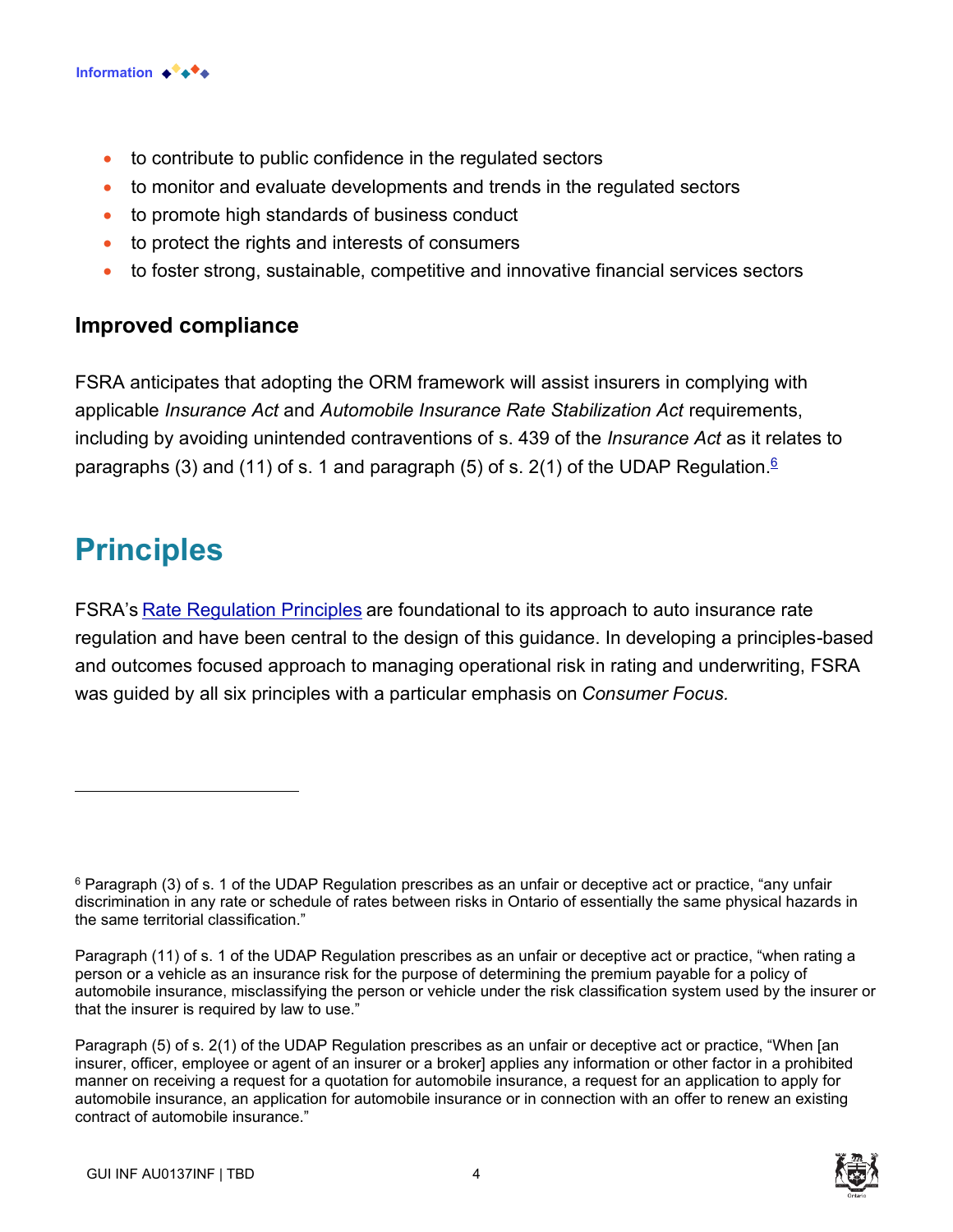- to contribute to public confidence in the regulated sectors
- to monitor and evaluate developments and trends in the regulated sectors
- to promote high standards of business conduct
- to protect the rights and interests of consumers
- to foster strong, sustainable, competitive and innovative financial services sectors

### Improved compliance

FSRA anticipates that adopting the ORM framework will assist insurers in complying with applicable *Insurance Act* and *Automobile Insurance Rate Stabilization Act* requirements, including by avoiding unintended contraventions of s. 439 of the *Insurance Act* as it relates to paragraphs (3) and (11) of s. 1 and paragraph (5) of s. 2(1) of the UDAP Regulation.[6]

## Principles

FSRA's Rate Regulation Principles are foundational to its approach to auto insurance rate regulation and have been central to the design of this guidance. In developing a principles-based and outcomes focused approach to managing operational risk in rating and underwriting, FSRA was guided by all six principles with a particular emphasis on *Consumer Focus.*

---

[6] Paragraph (3) of s. 1 of the UDAP Regulation prescribes as an unfair or deceptive act or practice, "any unfair discrimination in any rate or schedule of rates between risks in Ontario of essentially the same physical hazards in the same territorial classification."

Paragraph (11) of s. 1 of the UDAP Regulation prescribes as an unfair or deceptive act or practice, "when rating a person or a vehicle as an insurance risk for the purpose of determining the premium payable for a policy of automobile insurance, misclassifying the person or vehicle under the risk classification system used by the insurer or that the insurer is required by law to use."

Paragraph (5) of s. 2(1) of the UDAP Regulation prescribes as an unfair or deceptive act or practice, "When [an insurer, officer, employee or agent of an insurer or a broker] applies any information or other factor in a prohibited manner on receiving a request for a quotation for automobile insurance, a request for an application to apply for automobile insurance, an application for automobile insurance or in connection with an offer to renew an existing contract of automobile insurance."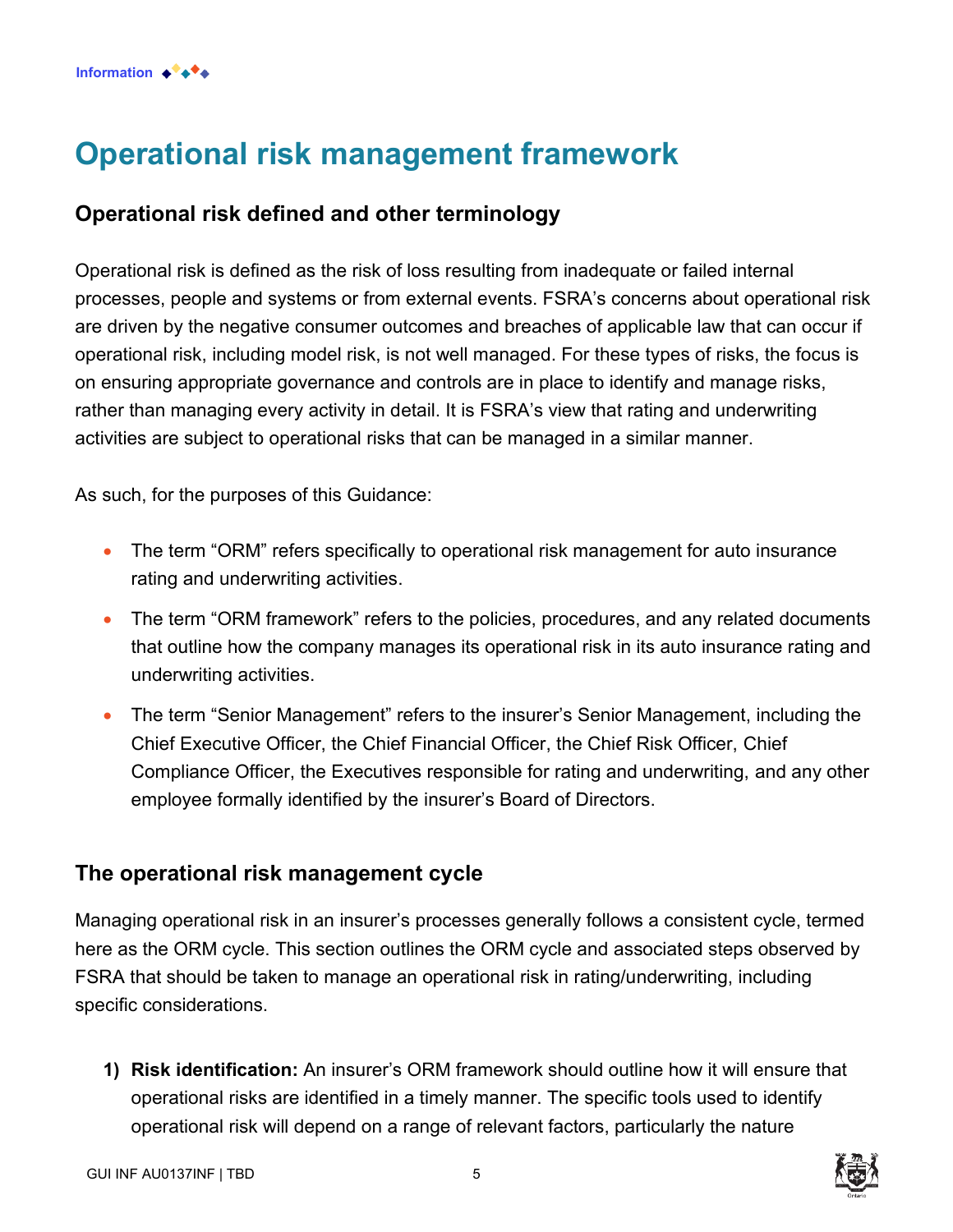# Operational risk management framework

## Operational risk defined and other terminology

Operational risk is defined as the risk of loss resulting from inadequate or failed internal processes, people and systems or from external events. FSRA's concerns about operational risk are driven by the negative consumer outcomes and breaches of applicable law that can occur if operational risk, including model risk, is not well managed. For these types of risks, the focus is on ensuring appropriate governance and controls are in place to identify and manage risks, rather than managing every activity in detail. It is FSRA's view that rating and underwriting activities are subject to operational risks that can be managed in a similar manner.

As such, for the purposes of this Guidance:

- The term "ORM" refers specifically to operational risk management for auto insurance rating and underwriting activities.
- The term "ORM framework" refers to the policies, procedures, and any related documents that outline how the company manages its operational risk in its auto insurance rating and underwriting activities.
- The term "Senior Management" refers to the insurer's Senior Management, including the Chief Executive Officer, the Chief Financial Officer, the Chief Risk Officer, Chief Compliance Officer, the Executives responsible for rating and underwriting, and any other employee formally identified by the insurer's Board of Directors.

## The operational risk management cycle

Managing operational risk in an insurer's processes generally follows a consistent cycle, termed here as the ORM cycle. This section outlines the ORM cycle and associated steps observed by FSRA that should be taken to manage an operational risk in rating/underwriting, including specific considerations.

1) **Risk identification:** An insurer's ORM framework should outline how it will ensure that operational risks are identified in a timely manner. The specific tools used to identify operational risk will depend on a range of relevant factors, particularly the nature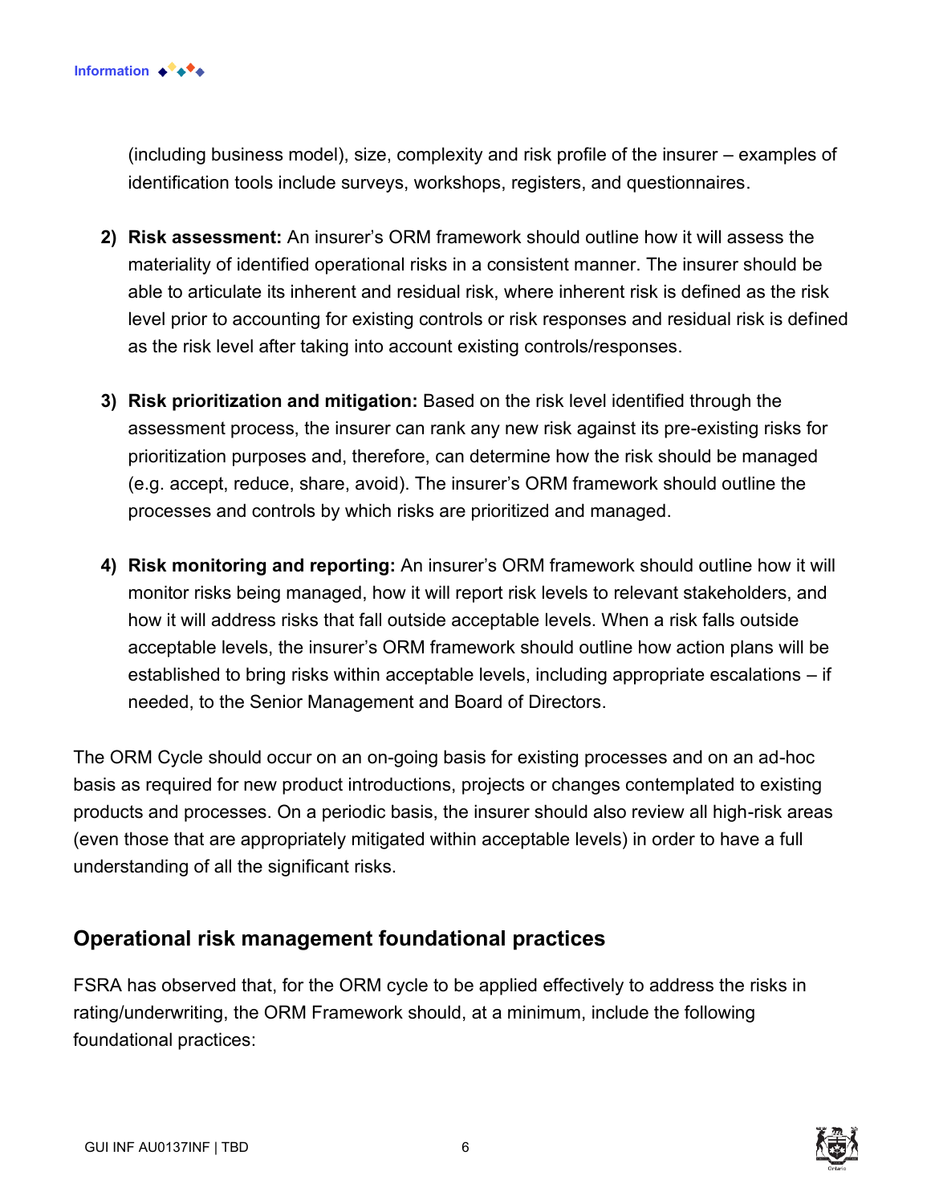(including business model), size, complexity and risk profile of the insurer – examples of identification tools include surveys, workshops, registers, and questionnaires.

2) **Risk assessment:** An insurer's ORM framework should outline how it will assess the materiality of identified operational risks in a consistent manner. The insurer should be able to articulate its inherent and residual risk, where inherent risk is defined as the risk level prior to accounting for existing controls or risk responses and residual risk is defined as the risk level after taking into account existing controls/responses.

3) **Risk prioritization and mitigation:** Based on the risk level identified through the assessment process, the insurer can rank any new risk against its pre-existing risks for prioritization purposes and, therefore, can determine how the risk should be managed (e.g. accept, reduce, share, avoid). The insurer's ORM framework should outline the processes and controls by which risks are prioritized and managed.

4) **Risk monitoring and reporting:** An insurer's ORM framework should outline how it will monitor risks being managed, how it will report risk levels to relevant stakeholders, and how it will address risks that fall outside acceptable levels. When a risk falls outside acceptable levels, the insurer's ORM framework should outline how action plans will be established to bring risks within acceptable levels, including appropriate escalations – if needed, to the Senior Management and Board of Directors.

The ORM Cycle should occur on an on-going basis for existing processes and on an ad-hoc basis as required for new product introductions, projects or changes contemplated to existing products and processes. On a periodic basis, the insurer should also review all high-risk areas (even those that are appropriately mitigated within acceptable levels) in order to have a full understanding of all the significant risks.

## Operational risk management foundational practices

FSRA has observed that, for the ORM cycle to be applied effectively to address the risks in rating/underwriting, the ORM Framework should, at a minimum, include the following foundational practices: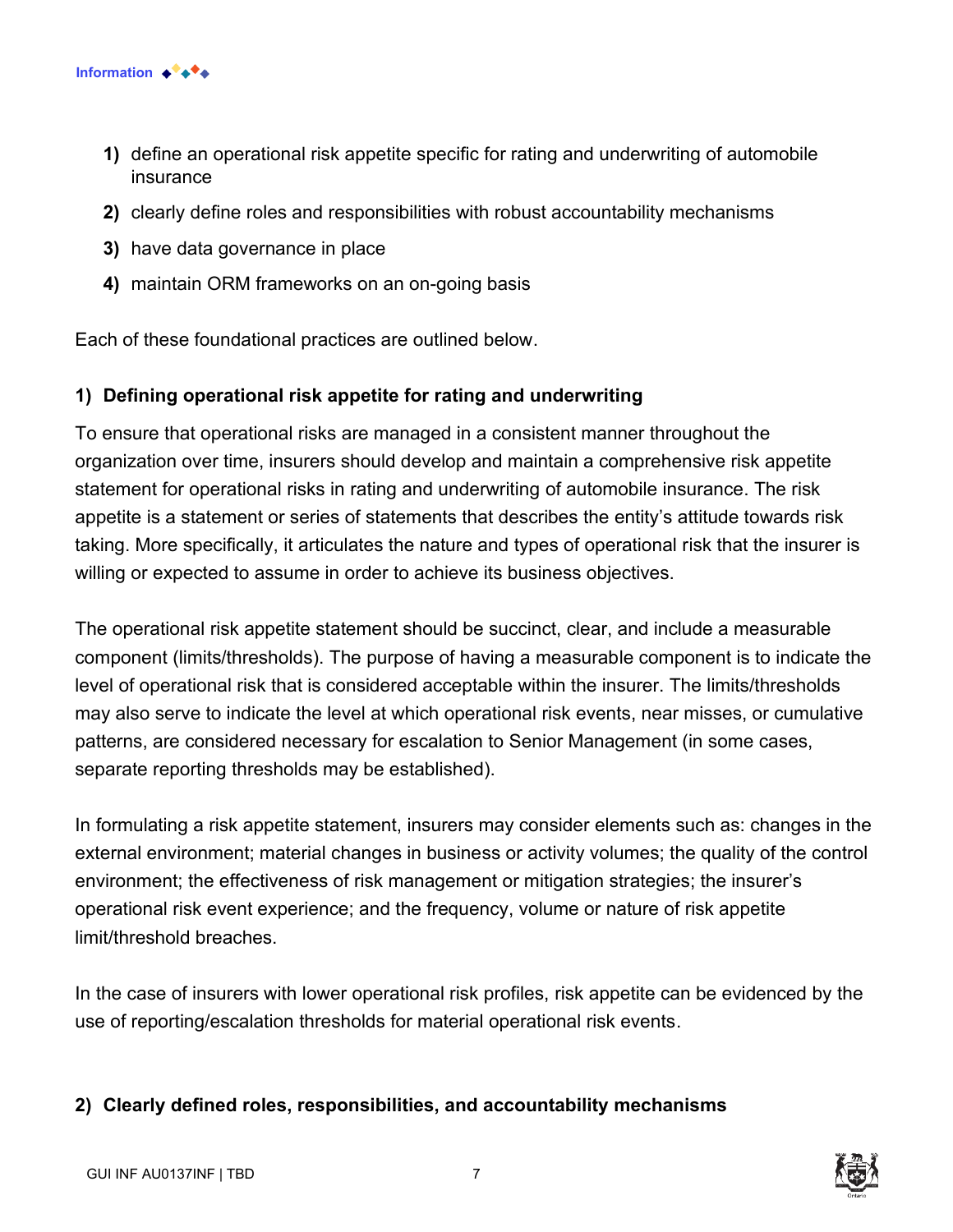1) define an operational risk appetite specific for rating and underwriting of automobile insurance
2) clearly define roles and responsibilities with robust accountability mechanisms
3) have data governance in place
4) maintain ORM frameworks on an on-going basis

Each of these foundational practices are outlined below.

### 1) Defining operational risk appetite for rating and underwriting

To ensure that operational risks are managed in a consistent manner throughout the organization over time, insurers should develop and maintain a comprehensive risk appetite statement for operational risks in rating and underwriting of automobile insurance. The risk appetite is a statement or series of statements that describes the entity's attitude towards risk taking. More specifically, it articulates the nature and types of operational risk that the insurer is willing or expected to assume in order to achieve its business objectives.

The operational risk appetite statement should be succinct, clear, and include a measurable component (limits/thresholds). The purpose of having a measurable component is to indicate the level of operational risk that is considered acceptable within the insurer. The limits/thresholds may also serve to indicate the level at which operational risk events, near misses, or cumulative patterns, are considered necessary for escalation to Senior Management (in some cases, separate reporting thresholds may be established).

In formulating a risk appetite statement, insurers may consider elements such as: changes in the external environment; material changes in business or activity volumes; the quality of the control environment; the effectiveness of risk management or mitigation strategies; the insurer's operational risk event experience; and the frequency, volume or nature of risk appetite limit/threshold breaches.

In the case of insurers with lower operational risk profiles, risk appetite can be evidenced by the use of reporting/escalation thresholds for material operational risk events.

### 2) Clearly defined roles, responsibilities, and accountability mechanisms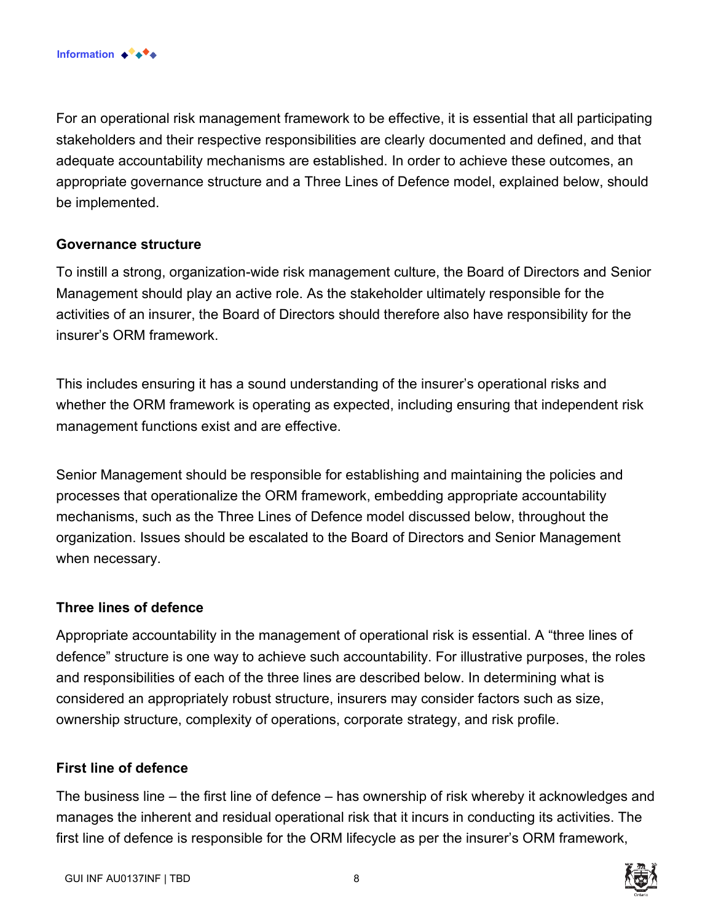For an operational risk management framework to be effective, it is essential that all participating stakeholders and their respective responsibilities are clearly documented and defined, and that adequate accountability mechanisms are established. In order to achieve these outcomes, an appropriate governance structure and a Three Lines of Defence model, explained below, should be implemented.

### Governance structure

To instill a strong, organization-wide risk management culture, the Board of Directors and Senior Management should play an active role. As the stakeholder ultimately responsible for the activities of an insurer, the Board of Directors should therefore also have responsibility for the insurer's ORM framework.

This includes ensuring it has a sound understanding of the insurer's operational risks and whether the ORM framework is operating as expected, including ensuring that independent risk management functions exist and are effective.

Senior Management should be responsible for establishing and maintaining the policies and processes that operationalize the ORM framework, embedding appropriate accountability mechanisms, such as the Three Lines of Defence model discussed below, throughout the organization. Issues should be escalated to the Board of Directors and Senior Management when necessary.

### Three lines of defence

Appropriate accountability in the management of operational risk is essential. A "three lines of defence" structure is one way to achieve such accountability. For illustrative purposes, the roles and responsibilities of each of the three lines are described below. In determining what is considered an appropriately robust structure, insurers may consider factors such as size, ownership structure, complexity of operations, corporate strategy, and risk profile.

### First line of defence

The business line – the first line of defence – has ownership of risk whereby it acknowledges and manages the inherent and residual operational risk that it incurs in conducting its activities. The first line of defence is responsible for the ORM lifecycle as per the insurer's ORM framework,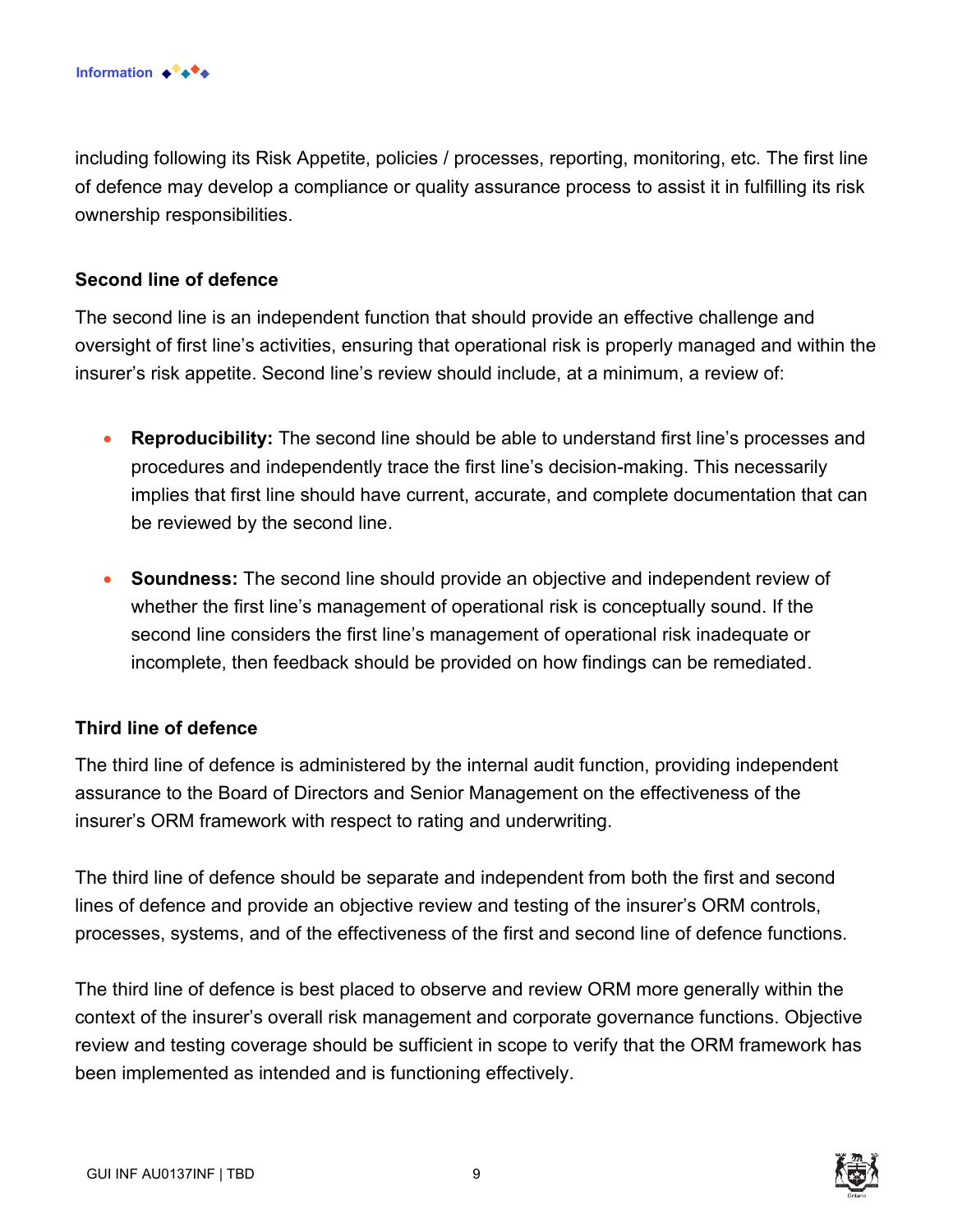including following its Risk Appetite, policies / processes, reporting, monitoring, etc. The first line of defence may develop a compliance or quality assurance process to assist it in fulfilling its risk ownership responsibilities.

### Second line of defence

The second line is an independent function that should provide an effective challenge and oversight of first line's activities, ensuring that operational risk is properly managed and within the insurer's risk appetite. Second line's review should include, at a minimum, a review of:

- **Reproducibility:** The second line should be able to understand first line's processes and procedures and independently trace the first line's decision-making. This necessarily implies that first line should have current, accurate, and complete documentation that can be reviewed by the second line.
- **Soundness:** The second line should provide an objective and independent review of whether the first line's management of operational risk is conceptually sound. If the second line considers the first line's management of operational risk inadequate or incomplete, then feedback should be provided on how findings can be remediated.

### Third line of defence

The third line of defence is administered by the internal audit function, providing independent assurance to the Board of Directors and Senior Management on the effectiveness of the insurer's ORM framework with respect to rating and underwriting.

The third line of defence should be separate and independent from both the first and second lines of defence and provide an objective review and testing of the insurer's ORM controls, processes, systems, and of the effectiveness of the first and second line of defence functions.

The third line of defence is best placed to observe and review ORM more generally within the context of the insurer's overall risk management and corporate governance functions. Objective review and testing coverage should be sufficient in scope to verify that the ORM framework has been implemented as intended and is functioning effectively.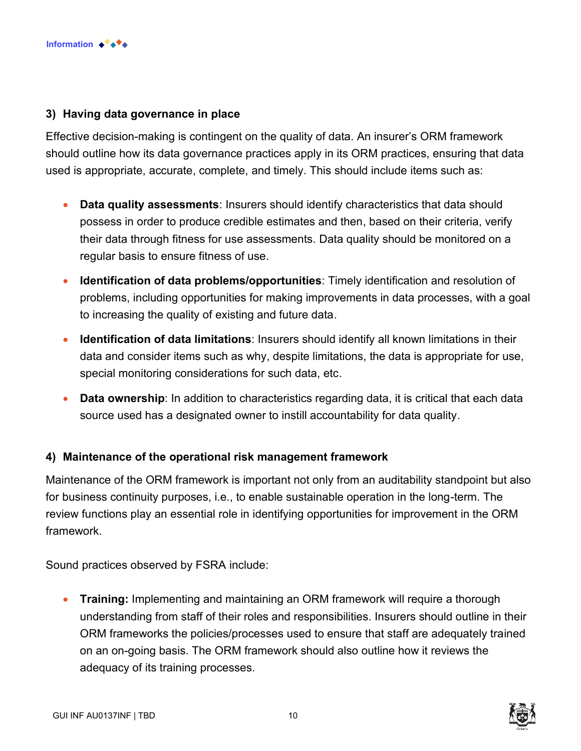### 3) Having data governance in place

Effective decision-making is contingent on the quality of data. An insurer's ORM framework should outline how its data governance practices apply in its ORM practices, ensuring that data used is appropriate, accurate, complete, and timely. This should include items such as:

- **Data quality assessments**: Insurers should identify characteristics that data should possess in order to produce credible estimates and then, based on their criteria, verify their data through fitness for use assessments. Data quality should be monitored on a regular basis to ensure fitness of use.
- **Identification of data problems/opportunities**: Timely identification and resolution of problems, including opportunities for making improvements in data processes, with a goal to increasing the quality of existing and future data.
- **Identification of data limitations**: Insurers should identify all known limitations in their data and consider items such as why, despite limitations, the data is appropriate for use, special monitoring considerations for such data, etc.
- **Data ownership**: In addition to characteristics regarding data, it is critical that each data source used has a designated owner to instill accountability for data quality.

### 4) Maintenance of the operational risk management framework

Maintenance of the ORM framework is important not only from an auditability standpoint but also for business continuity purposes, i.e., to enable sustainable operation in the long-term. The review functions play an essential role in identifying opportunities for improvement in the ORM framework.

Sound practices observed by FSRA include:

- **Training:** Implementing and maintaining an ORM framework will require a thorough understanding from staff of their roles and responsibilities. Insurers should outline in their ORM frameworks the policies/processes used to ensure that staff are adequately trained on an on-going basis. The ORM framework should also outline how it reviews the adequacy of its training processes.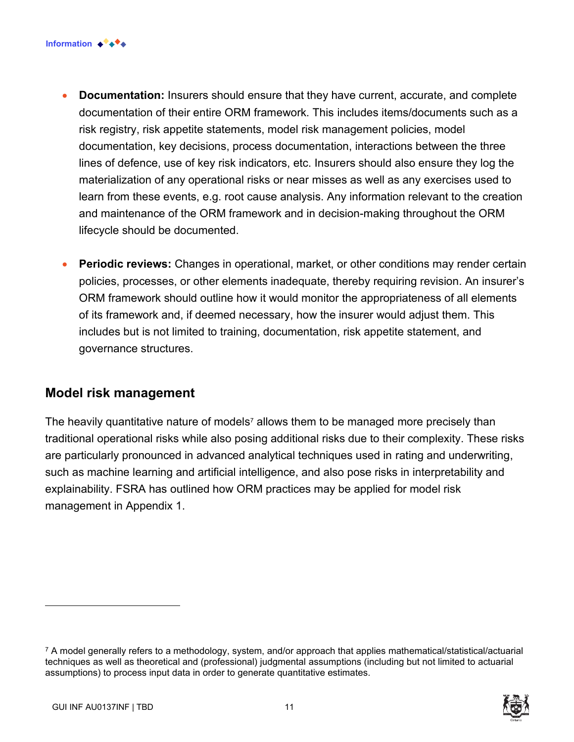- **Documentation:** Insurers should ensure that they have current, accurate, and complete documentation of their entire ORM framework. This includes items/documents such as a risk registry, risk appetite statements, model risk management policies, model documentation, key decisions, process documentation, interactions between the three lines of defence, use of key risk indicators, etc. Insurers should also ensure they log the materialization of any operational risks or near misses as well as any exercises used to learn from these events, e.g. root cause analysis. Any information relevant to the creation and maintenance of the ORM framework and in decision-making throughout the ORM lifecycle should be documented.

- **Periodic reviews:** Changes in operational, market, or other conditions may render certain policies, processes, or other elements inadequate, thereby requiring revision. An insurer's ORM framework should outline how it would monitor the appropriateness of all elements of its framework and, if deemed necessary, how the insurer would adjust them. This includes but is not limited to training, documentation, risk appetite statement, and governance structures.

## Model risk management

The heavily quantitative nature of models[7] allows them to be managed more precisely than traditional operational risks while also posing additional risks due to their complexity. These risks are particularly pronounced in advanced analytical techniques used in rating and underwriting, such as machine learning and artificial intelligence, and also pose risks in interpretability and explainability. FSRA has outlined how ORM practices may be applied for model risk management in Appendix 1.

---

[7] A model generally refers to a methodology, system, and/or approach that applies mathematical/statistical/actuarial techniques as well as theoretical and (professional) judgmental assumptions (including but not limited to actuarial assumptions) to process input data in order to generate quantitative estimates.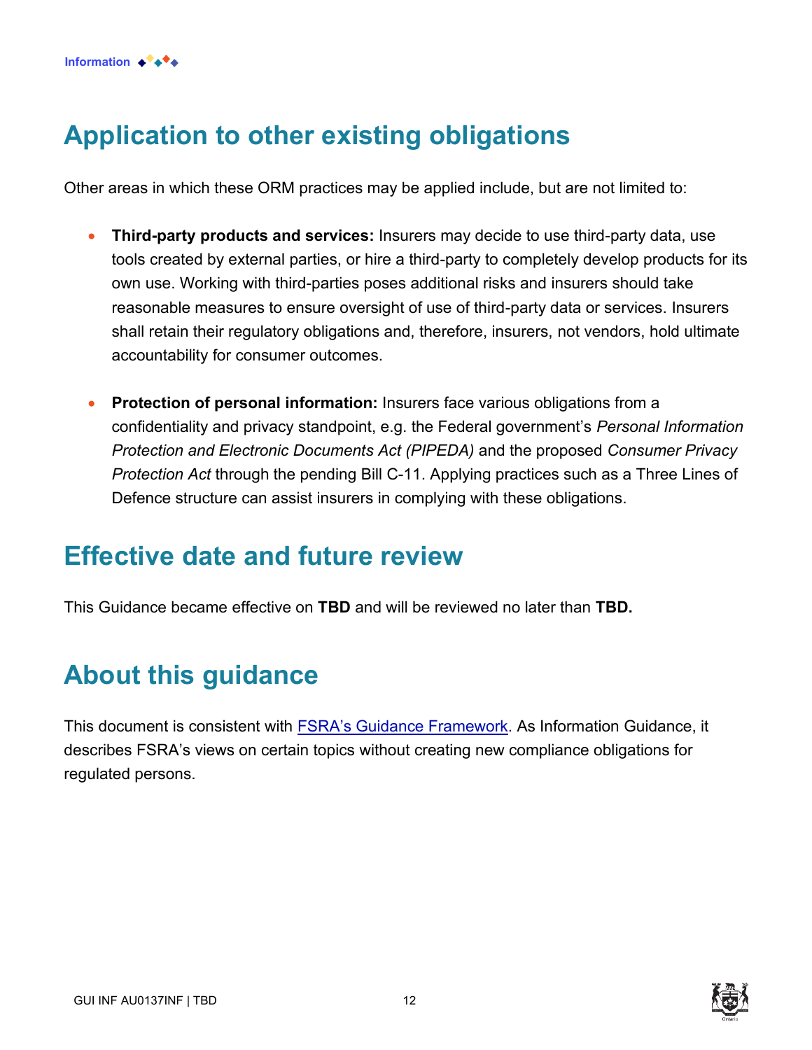# Application to other existing obligations

Other areas in which these ORM practices may be applied include, but are not limited to:

- **Third-party products and services:** Insurers may decide to use third-party data, use tools created by external parties, or hire a third-party to completely develop products for its own use. Working with third-parties poses additional risks and insurers should take reasonable measures to ensure oversight of use of third-party data or services. Insurers shall retain their regulatory obligations and, therefore, insurers, not vendors, hold ultimate accountability for consumer outcomes.

- **Protection of personal information:** Insurers face various obligations from a confidentiality and privacy standpoint, e.g. the Federal government's *Personal Information Protection and Electronic Documents Act (PIPEDA)* and the proposed *Consumer Privacy Protection Act* through the pending Bill C-11. Applying practices such as a Three Lines of Defence structure can assist insurers in complying with these obligations.

# Effective date and future review

This Guidance became effective on **TBD** and will be reviewed no later than **TBD.**

# About this guidance

This document is consistent with [FSRA's Guidance Framework](). As Information Guidance, it describes FSRA's views on certain topics without creating new compliance obligations for regulated persons.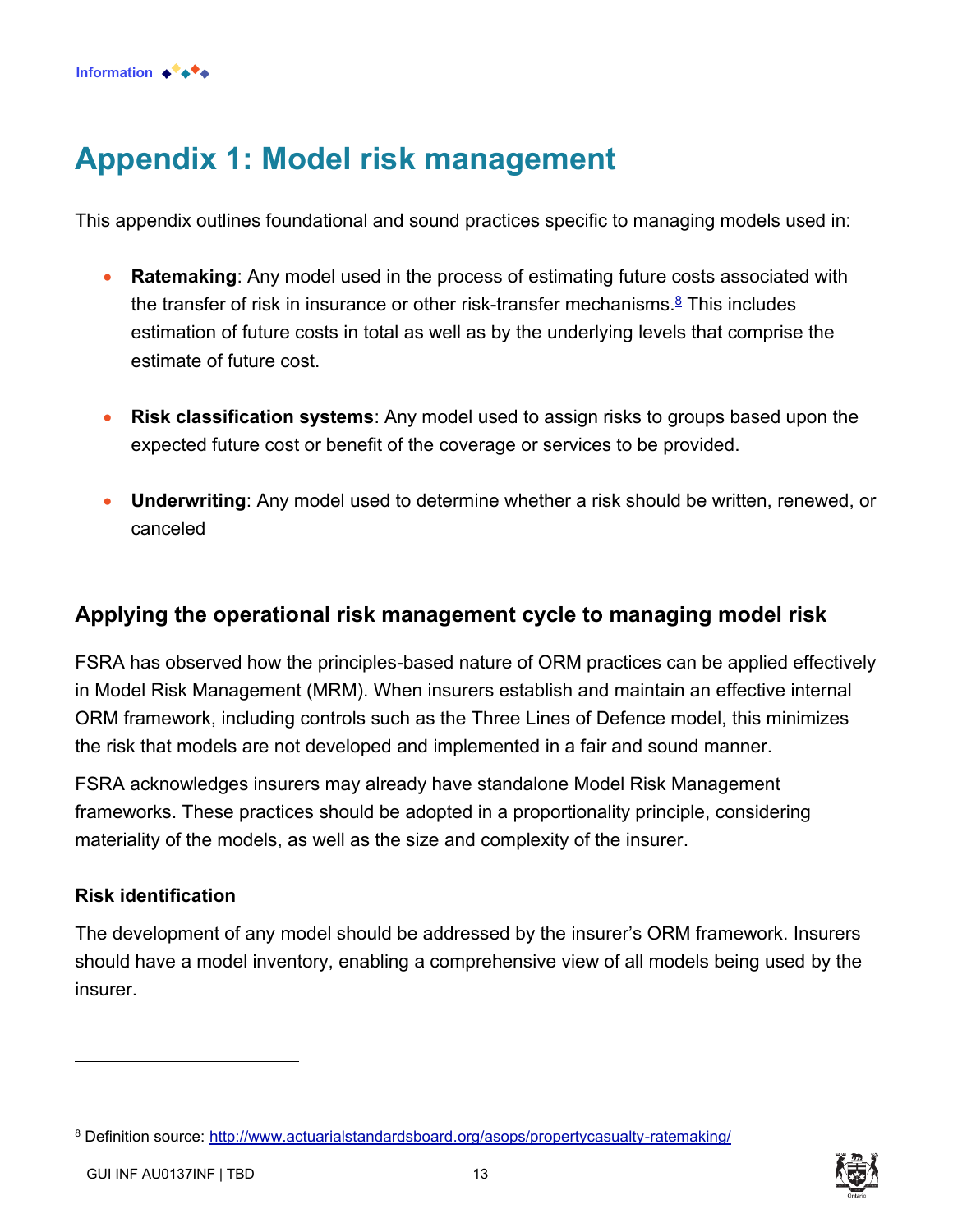# Appendix 1: Model risk management

This appendix outlines foundational and sound practices specific to managing models used in:

- **Ratemaking**: Any model used in the process of estimating future costs associated with the transfer of risk in insurance or other risk-transfer mechanisms.[8] This includes estimation of future costs in total as well as by the underlying levels that comprise the estimate of future cost.
- **Risk classification systems**: Any model used to assign risks to groups based upon the expected future cost or benefit of the coverage or services to be provided.
- **Underwriting**: Any model used to determine whether a risk should be written, renewed, or canceled

## Applying the operational risk management cycle to managing model risk

FSRA has observed how the principles-based nature of ORM practices can be applied effectively in Model Risk Management (MRM). When insurers establish and maintain an effective internal ORM framework, including controls such as the Three Lines of Defence model, this minimizes the risk that models are not developed and implemented in a fair and sound manner.

FSRA acknowledges insurers may already have standalone Model Risk Management frameworks. These practices should be adopted in a proportionality principle, considering materiality of the models, as well as the size and complexity of the insurer.

### Risk identification

The development of any model should be addressed by the insurer's ORM framework. Insurers should have a model inventory, enabling a comprehensive view of all models being used by the insurer.

---

[8] Definition source: http://www.actuarialstandardsboard.org/asops/propertycasualty-ratemaking/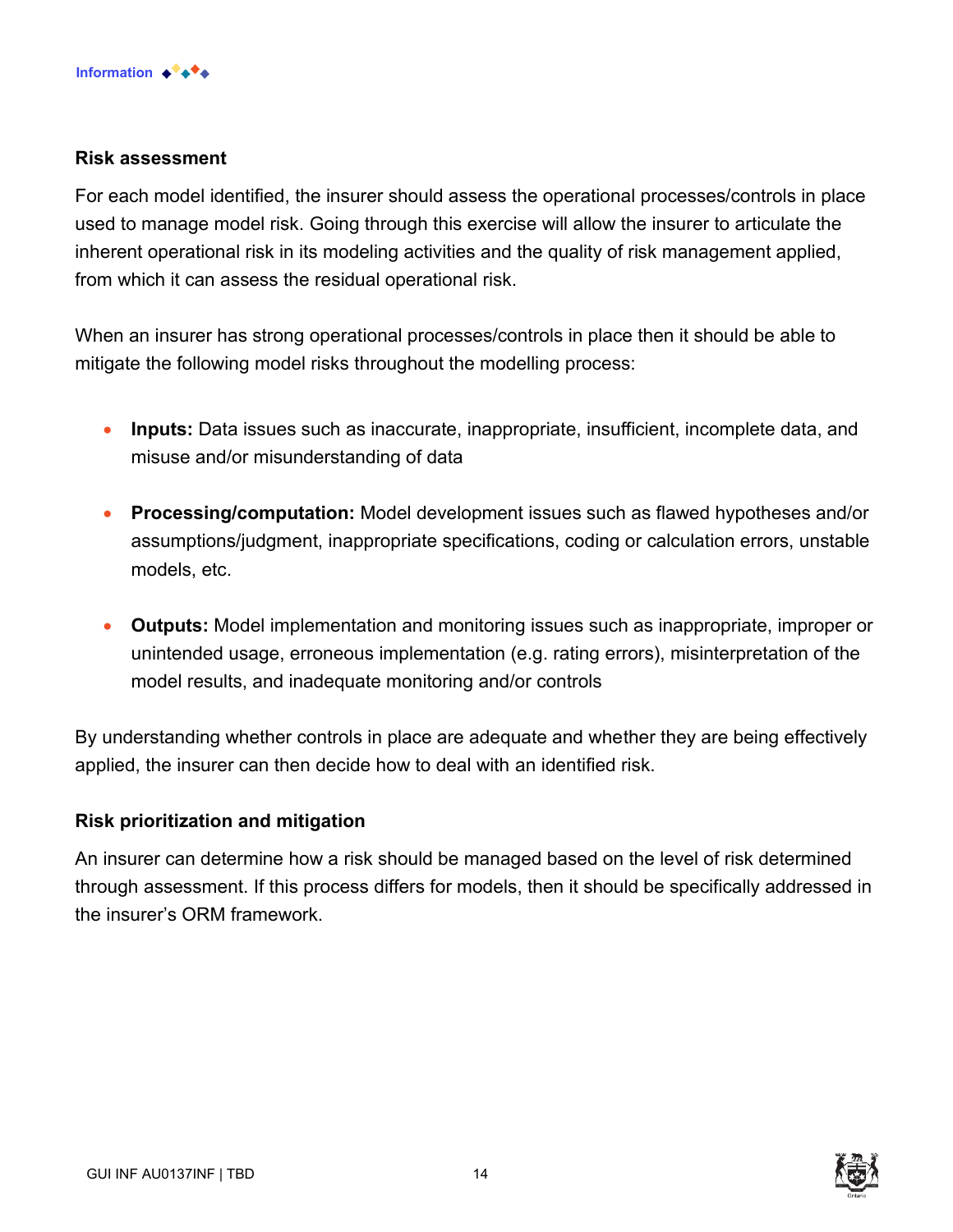### Risk assessment

For each model identified, the insurer should assess the operational processes/controls in place used to manage model risk. Going through this exercise will allow the insurer to articulate the inherent operational risk in its modeling activities and the quality of risk management applied, from which it can assess the residual operational risk.

When an insurer has strong operational processes/controls in place then it should be able to mitigate the following model risks throughout the modelling process:

- **Inputs:** Data issues such as inaccurate, inappropriate, insufficient, incomplete data, and misuse and/or misunderstanding of data
- **Processing/computation:** Model development issues such as flawed hypotheses and/or assumptions/judgment, inappropriate specifications, coding or calculation errors, unstable models, etc.
- **Outputs:** Model implementation and monitoring issues such as inappropriate, improper or unintended usage, erroneous implementation (e.g. rating errors), misinterpretation of the model results, and inadequate monitoring and/or controls

By understanding whether controls in place are adequate and whether they are being effectively applied, the insurer can then decide how to deal with an identified risk.

### Risk prioritization and mitigation

An insurer can determine how a risk should be managed based on the level of risk determined through assessment. If this process differs for models, then it should be specifically addressed in the insurer's ORM framework.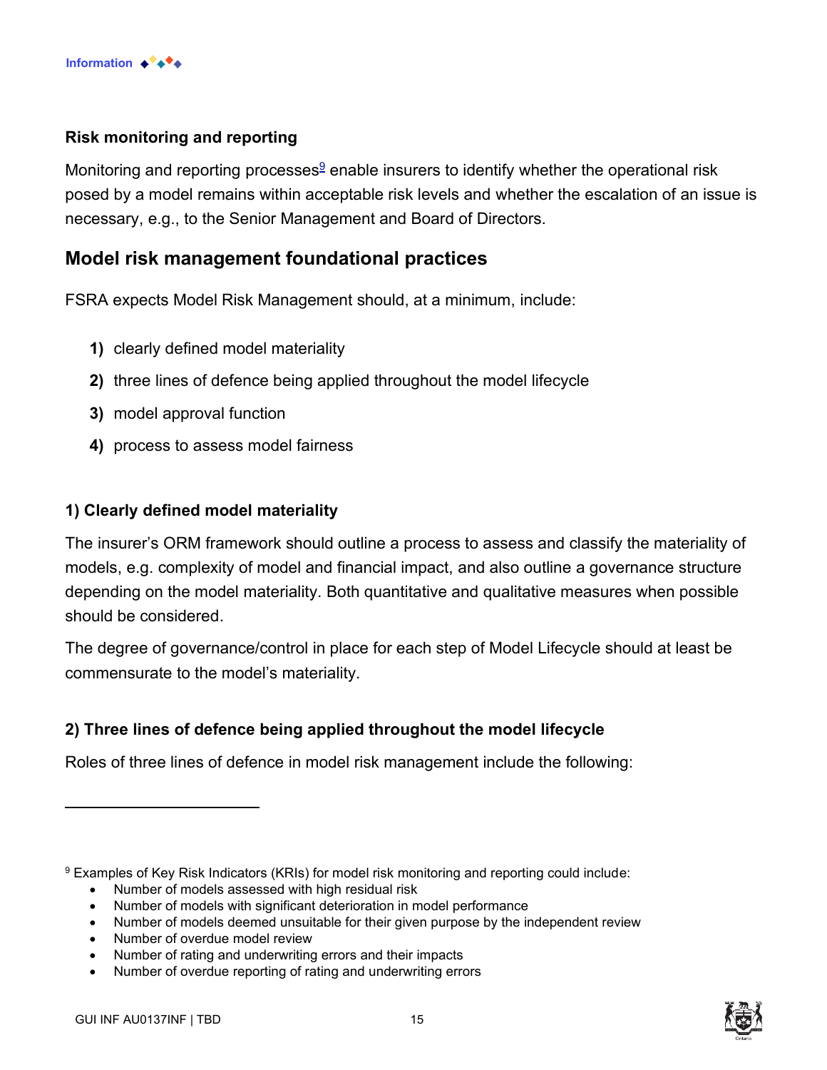### Risk monitoring and reporting

Monitoring and reporting processes[9] enable insurers to identify whether the operational risk posed by a model remains within acceptable risk levels and whether the escalation of an issue is necessary, e.g., to the Senior Management and Board of Directors.

## Model risk management foundational practices

FSRA expects Model Risk Management should, at a minimum, include:

1) clearly defined model materiality
2) three lines of defence being applied throughout the model lifecycle
3) model approval function
4) process to assess model fairness

### 1) Clearly defined model materiality

The insurer's ORM framework should outline a process to assess and classify the materiality of models, e.g. complexity of model and financial impact, and also outline a governance structure depending on the model materiality. Both quantitative and qualitative measures when possible should be considered.

The degree of governance/control in place for each step of Model Lifecycle should at least be commensurate to the model's materiality.

### 2) Three lines of defence being applied throughout the model lifecycle

Roles of three lines of defence in model risk management include the following:

---

[9] Examples of Key Risk Indicators (KRIs) for model risk monitoring and reporting could include:

- Number of models assessed with high residual risk
- Number of models with significant deterioration in model performance
- Number of models deemed unsuitable for their given purpose by the independent review
- Number of overdue model review
- Number of rating and underwriting errors and their impacts
- Number of overdue reporting of rating and underwriting errors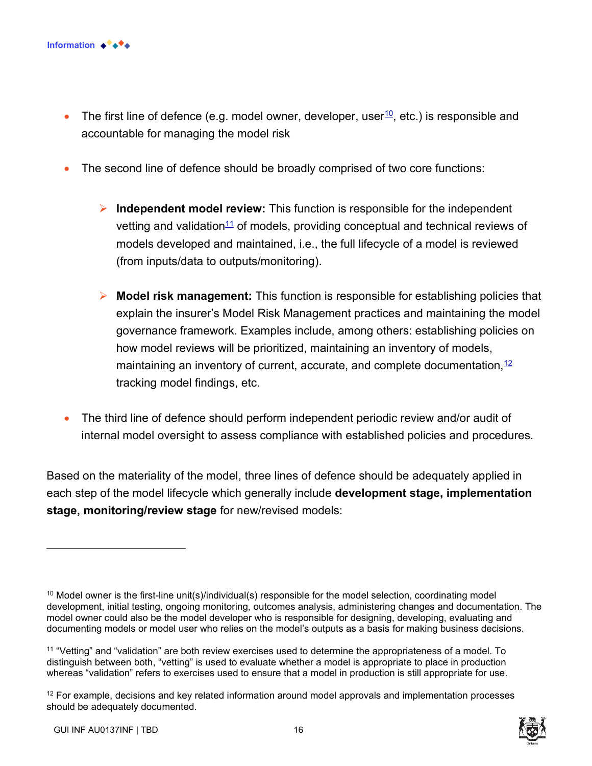- The first line of defence (e.g. model owner, developer, user[10], etc.) is responsible and accountable for managing the model risk

- The second line of defence should be broadly comprised of two core functions:

  - **Independent model review:** This function is responsible for the independent vetting and validation[11] of models, providing conceptual and technical reviews of models developed and maintained, i.e., the full lifecycle of a model is reviewed (from inputs/data to outputs/monitoring).

  - **Model risk management:** This function is responsible for establishing policies that explain the insurer's Model Risk Management practices and maintaining the model governance framework. Examples include, among others: establishing policies on how model reviews will be prioritized, maintaining an inventory of models, maintaining an inventory of current, accurate, and complete documentation,[12] tracking model findings, etc.

- The third line of defence should perform independent periodic review and/or audit of internal model oversight to assess compliance with established policies and procedures.

Based on the materiality of the model, three lines of defence should be adequately applied in each step of the model lifecycle which generally include **development stage, implementation stage, monitoring/review stage** for new/revised models:

---

[10] Model owner is the first-line unit(s)/individual(s) responsible for the model selection, coordinating model development, initial testing, ongoing monitoring, outcomes analysis, administering changes and documentation. The model owner could also be the model developer who is responsible for designing, developing, evaluating and documenting models or model user who relies on the model's outputs as a basis for making business decisions.

[11] "Vetting" and "validation" are both review exercises used to determine the appropriateness of a model. To distinguish between both, "vetting" is used to evaluate whether a model is appropriate to place in production whereas "validation" refers to exercises used to ensure that a model in production is still appropriate for use.

[12] For example, decisions and key related information around model approvals and implementation processes should be adequately documented.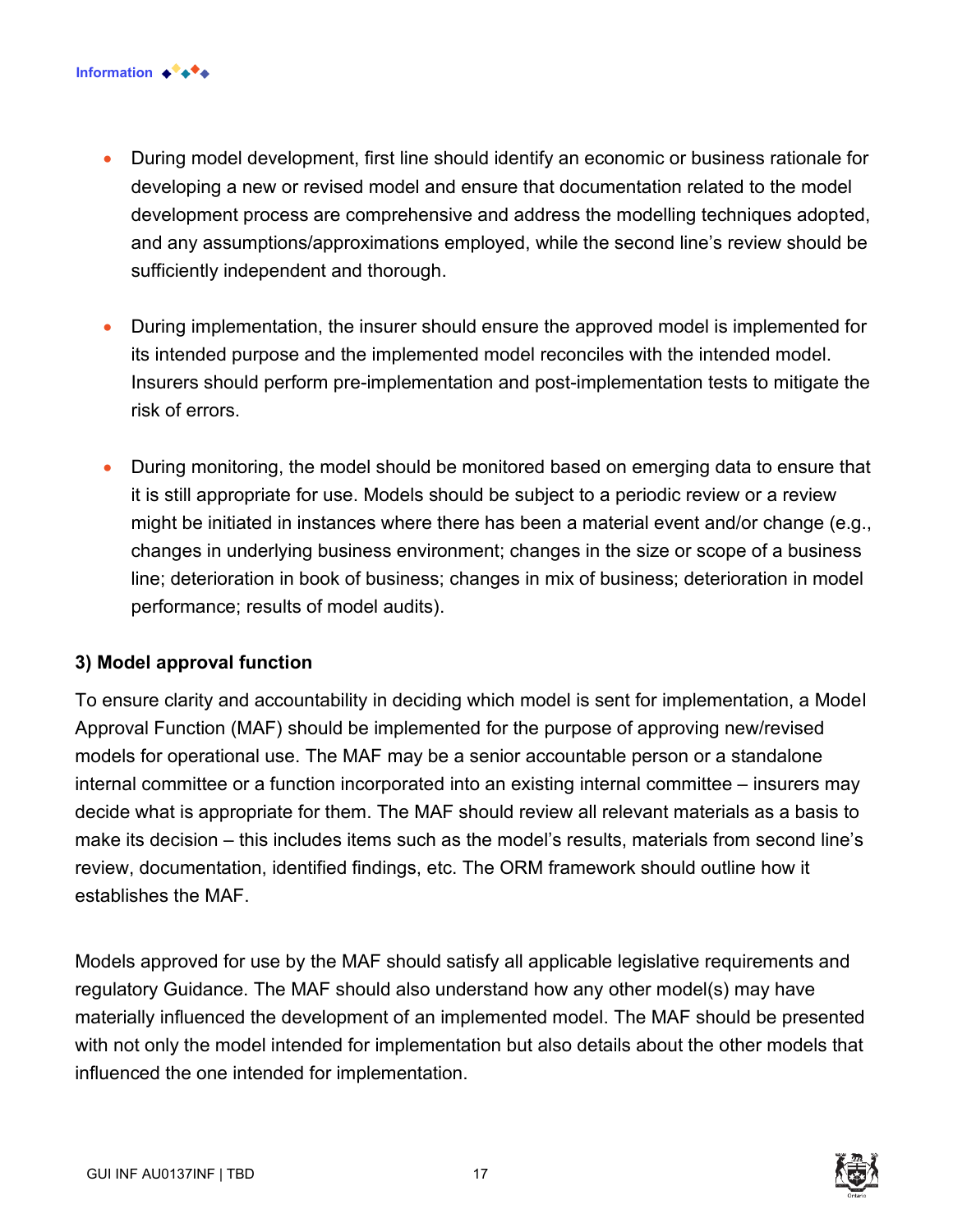- During model development, first line should identify an economic or business rationale for developing a new or revised model and ensure that documentation related to the model development process are comprehensive and address the modelling techniques adopted, and any assumptions/approximations employed, while the second line's review should be sufficiently independent and thorough.

- During implementation, the insurer should ensure the approved model is implemented for its intended purpose and the implemented model reconciles with the intended model. Insurers should perform pre-implementation and post-implementation tests to mitigate the risk of errors.

- During monitoring, the model should be monitored based on emerging data to ensure that it is still appropriate for use. Models should be subject to a periodic review or a review might be initiated in instances where there has been a material event and/or change (e.g., changes in underlying business environment; changes in the size or scope of a business line; deterioration in book of business; changes in mix of business; deterioration in model performance; results of model audits).

**3) Model approval function**

To ensure clarity and accountability in deciding which model is sent for implementation, a Model Approval Function (MAF) should be implemented for the purpose of approving new/revised models for operational use. The MAF may be a senior accountable person or a standalone internal committee or a function incorporated into an existing internal committee – insurers may decide what is appropriate for them. The MAF should review all relevant materials as a basis to make its decision – this includes items such as the model's results, materials from second line's review, documentation, identified findings, etc. The ORM framework should outline how it establishes the MAF.

Models approved for use by the MAF should satisfy all applicable legislative requirements and regulatory Guidance. The MAF should also understand how any other model(s) may have materially influenced the development of an implemented model. The MAF should be presented with not only the model intended for implementation but also details about the other models that influenced the one intended for implementation.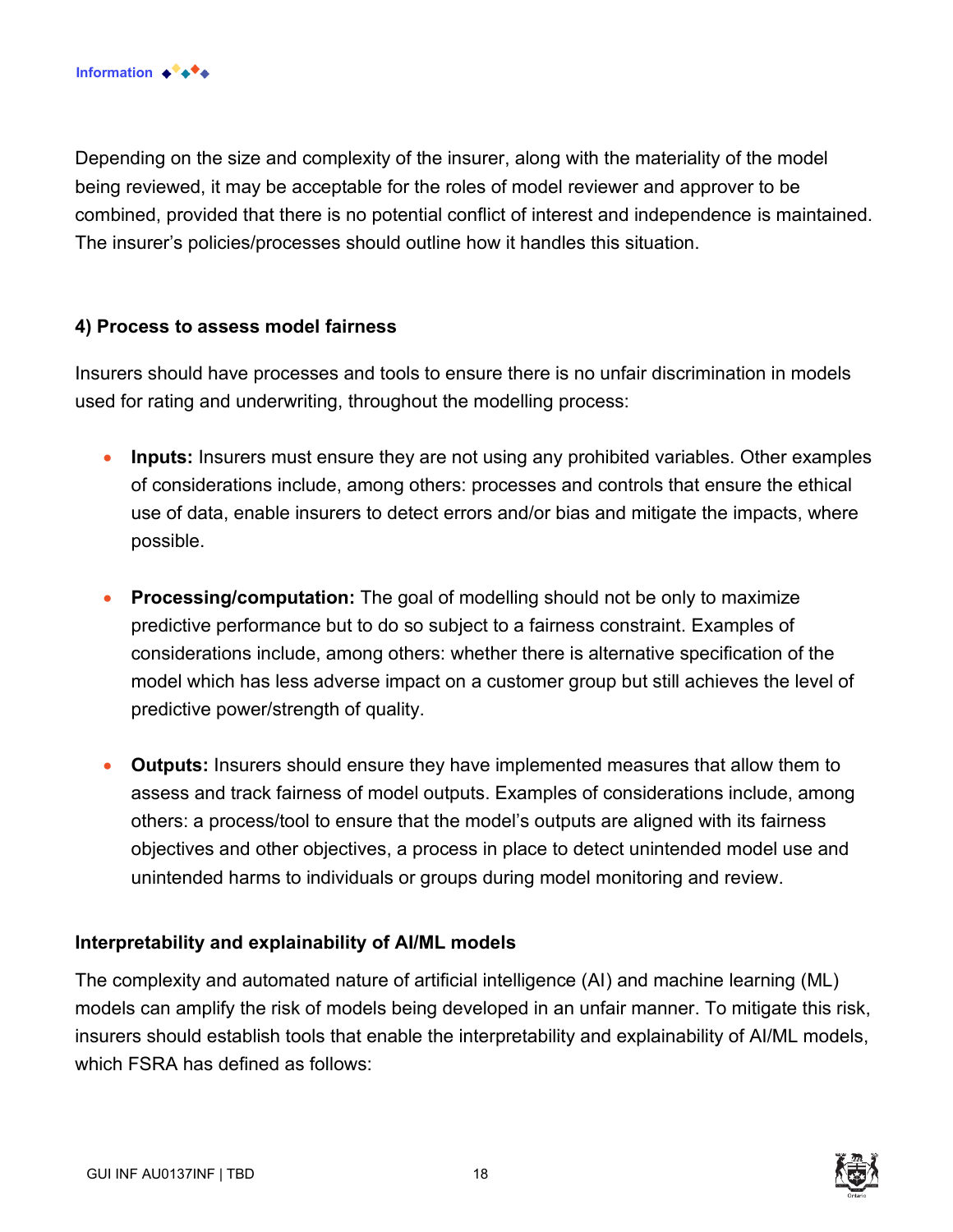Depending on the size and complexity of the insurer, along with the materiality of the model being reviewed, it may be acceptable for the roles of model reviewer and approver to be combined, provided that there is no potential conflict of interest and independence is maintained. The insurer's policies/processes should outline how it handles this situation.

#### 4) Process to assess model fairness

Insurers should have processes and tools to ensure there is no unfair discrimination in models used for rating and underwriting, throughout the modelling process:

- **Inputs:** Insurers must ensure they are not using any prohibited variables. Other examples of considerations include, among others: processes and controls that ensure the ethical use of data, enable insurers to detect errors and/or bias and mitigate the impacts, where possible.
- **Processing/computation:** The goal of modelling should not be only to maximize predictive performance but to do so subject to a fairness constraint. Examples of considerations include, among others: whether there is alternative specification of the model which has less adverse impact on a customer group but still achieves the level of predictive power/strength of quality.
- **Outputs:** Insurers should ensure they have implemented measures that allow them to assess and track fairness of model outputs. Examples of considerations include, among others: a process/tool to ensure that the model's outputs are aligned with its fairness objectives and other objectives, a process in place to detect unintended model use and unintended harms to individuals or groups during model monitoring and review.

#### Interpretability and explainability of AI/ML models

The complexity and automated nature of artificial intelligence (AI) and machine learning (ML) models can amplify the risk of models being developed in an unfair manner. To mitigate this risk, insurers should establish tools that enable the interpretability and explainability of AI/ML models, which FSRA has defined as follows: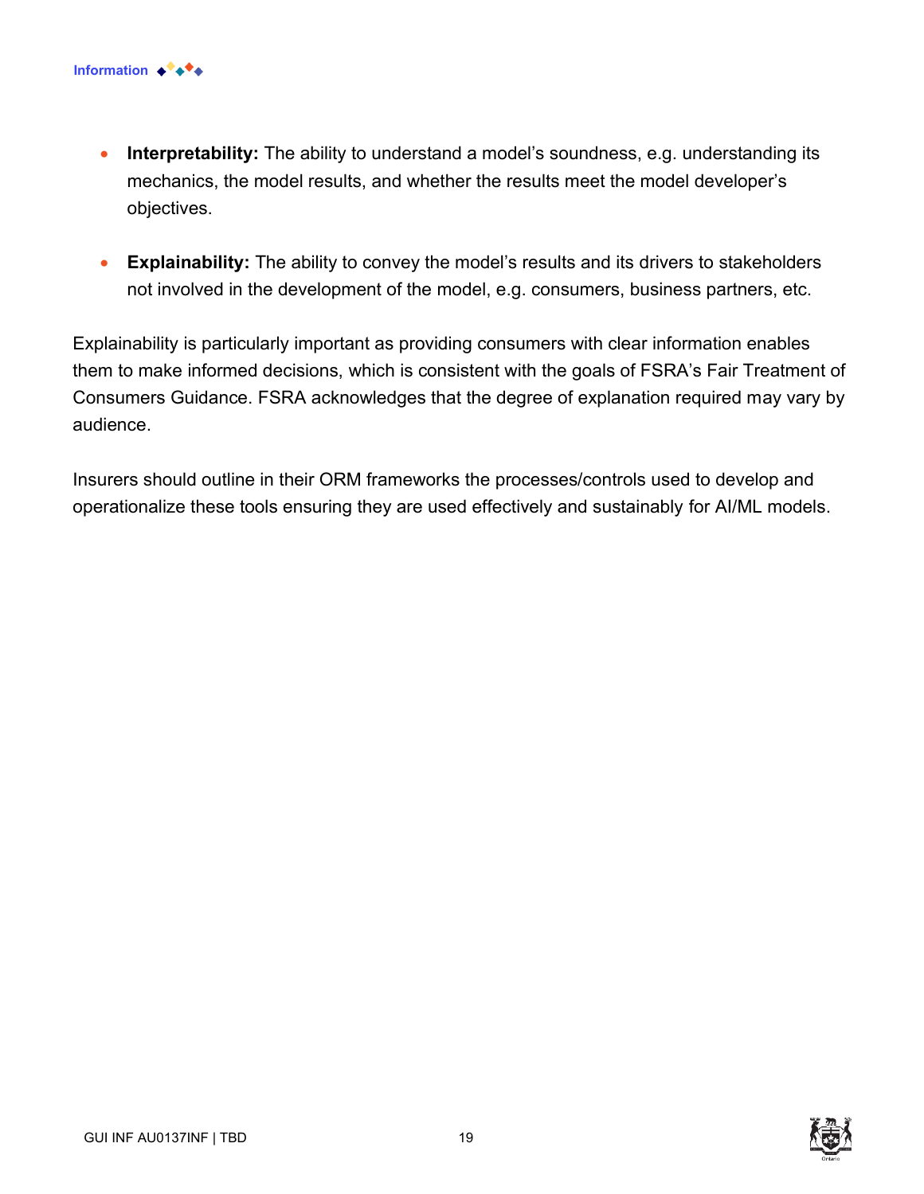- **Interpretability:** The ability to understand a model's soundness, e.g. understanding its mechanics, the model results, and whether the results meet the model developer's objectives.

- **Explainability:** The ability to convey the model's results and its drivers to stakeholders not involved in the development of the model, e.g. consumers, business partners, etc.

Explainability is particularly important as providing consumers with clear information enables them to make informed decisions, which is consistent with the goals of FSRA's Fair Treatment of Consumers Guidance. FSRA acknowledges that the degree of explanation required may vary by audience.

Insurers should outline in their ORM frameworks the processes/controls used to develop and operationalize these tools ensuring they are used effectively and sustainably for AI/ML models.